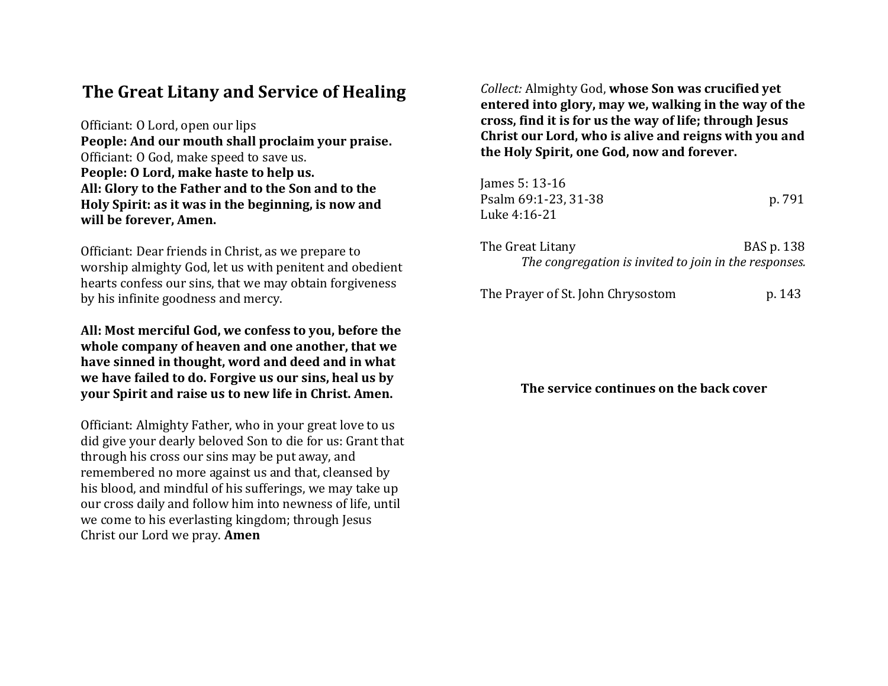# The Great Litany and Service of Healing

Officiant: O Lord, open our lips
**People: And our mouth shall proclaim your praise.**
Officiant: O God, make speed to save us.
**People: O Lord, make haste to help us.**
**All: Glory to the Father and to the Son and to the Holy Spirit: as it was in the beginning, is now and will be forever, Amen.**

Officiant: Dear friends in Christ, as we prepare to worship almighty God, let us with penitent and obedient hearts confess our sins, that we may obtain forgiveness by his infinite goodness and mercy.

**All: Most merciful God, we confess to you, before the whole company of heaven and one another, that we have sinned in thought, word and deed and in what we have failed to do. Forgive us our sins, heal us by your Spirit and raise us to new life in Christ. Amen.**

Officiant: Almighty Father, who in your great love to us did give your dearly beloved Son to die for us: Grant that through his cross our sins may be put away, and remembered no more against us and that, cleansed by his blood, and mindful of his sufferings, we may take up our cross daily and follow him into newness of life, until we come to his everlasting kingdom; through Jesus Christ our Lord we pray. **Amen**

*Collect:* Almighty God, **whose Son was crucified yet entered into glory, may we, walking in the way of the cross, find it is for us the way of life; through Jesus Christ our Lord, who is alive and reigns with you and the Holy Spirit, one God, now and forever.**

James 5: 13-16
Psalm 69:1-23, 31-38 p. 791
Luke 4:16-21

The Great Litany BAS p. 138
*The congregation is invited to join in the responses.*

The Prayer of St. John Chrysostom p. 143

**The service continues on the back cover**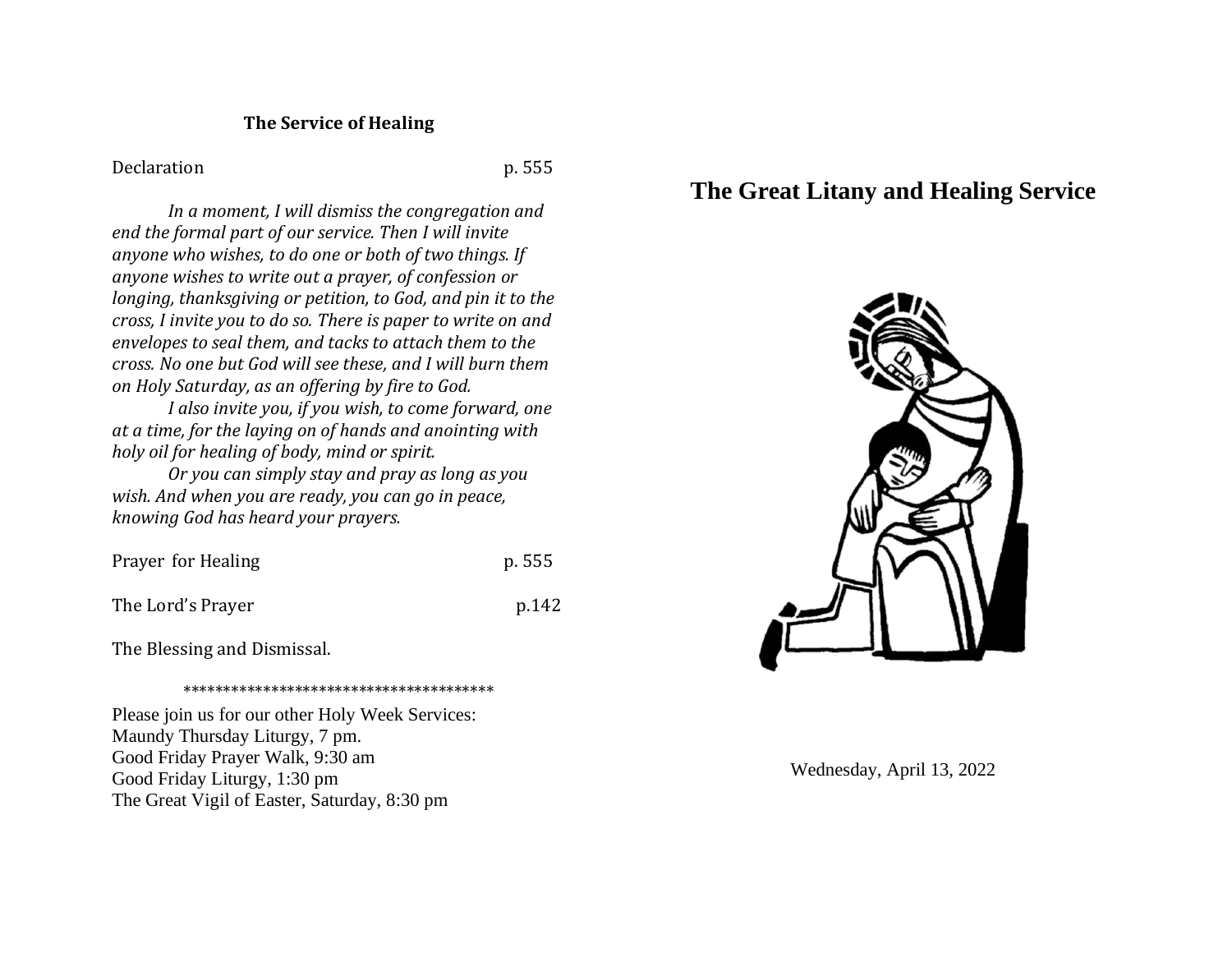## The Service of Healing

Declaration p. 555

*In a moment, I will dismiss the congregation and end the formal part of our service. Then I will invite anyone who wishes, to do one or both of two things. If anyone wishes to write out a prayer, of confession or longing, thanksgiving or petition, to God, and pin it to the cross, I invite you to do so. There is paper to write on and envelopes to seal them, and tacks to attach them to the cross. No one but God will see these, and I will burn them on Holy Saturday, as an offering by fire to God.*

*I also invite you, if you wish, to come forward, one at a time, for the laying on of hands and anointing with holy oil for healing of body, mind or spirit.*

*Or you can simply stay and pray as long as you wish. And when you are ready, you can go in peace, knowing God has heard your prayers.*

Prayer for Healing p. 555

The Lord's Prayer p.142

The Blessing and Dismissal.

****************************************

Please join us for our other Holy Week Services:
Maundy Thursday Liturgy, 7 pm.
Good Friday Prayer Walk, 9:30 am
Good Friday Liturgy, 1:30 pm
The Great Vigil of Easter, Saturday, 8:30 pm

# The Great Litany and Healing Service

Wednesday, April 13, 2022